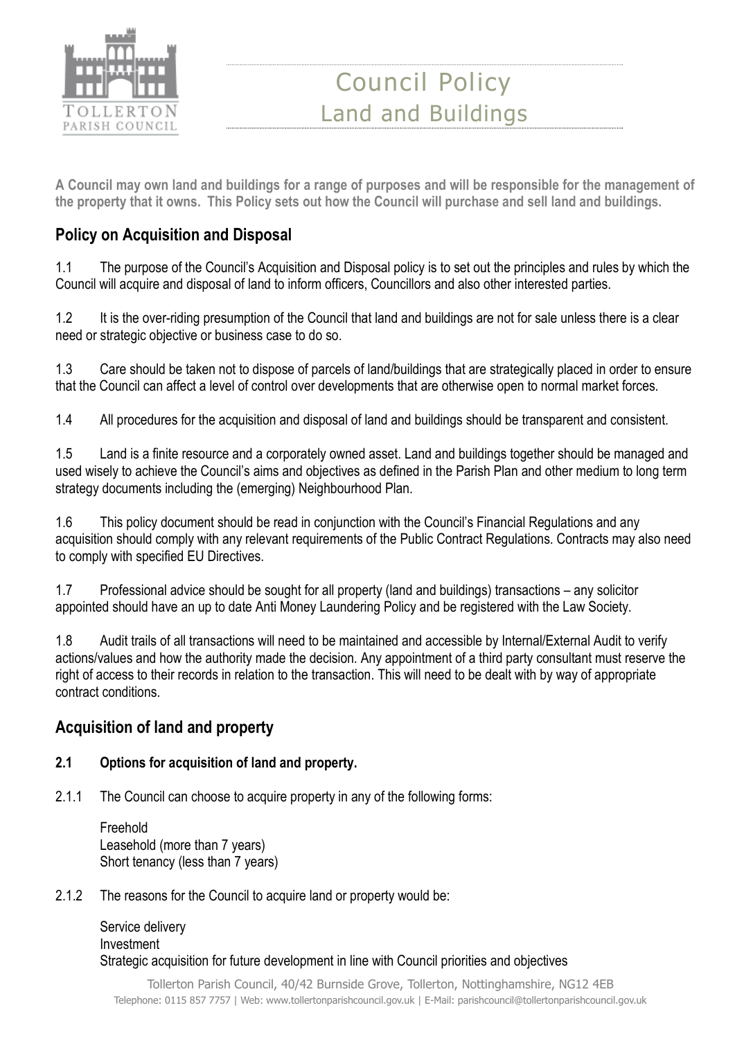# Council Policy
## Land and Buildings

**A Council may own land and buildings for a range of purposes and will be responsible for the management of the property that it owns. This Policy sets out how the Council will purchase and sell land and buildings.**

## Policy on Acquisition and Disposal

1.1 The purpose of the Council's Acquisition and Disposal policy is to set out the principles and rules by which the Council will acquire and disposal of land to inform officers, Councillors and also other interested parties.

1.2 It is the over-riding presumption of the Council that land and buildings are not for sale unless there is a clear need or strategic objective or business case to do so.

1.3 Care should be taken not to dispose of parcels of land/buildings that are strategically placed in order to ensure that the Council can affect a level of control over developments that are otherwise open to normal market forces.

1.4 All procedures for the acquisition and disposal of land and buildings should be transparent and consistent.

1.5 Land is a finite resource and a corporately owned asset. Land and buildings together should be managed and used wisely to achieve the Council's aims and objectives as defined in the Parish Plan and other medium to long term strategy documents including the (emerging) Neighbourhood Plan.

1.6 This policy document should be read in conjunction with the Council's Financial Regulations and any acquisition should comply with any relevant requirements of the Public Contract Regulations. Contracts may also need to comply with specified EU Directives.

1.7 Professional advice should be sought for all property (land and buildings) transactions – any solicitor appointed should have an up to date Anti Money Laundering Policy and be registered with the Law Society.

1.8 Audit trails of all transactions will need to be maintained and accessible by Internal/External Audit to verify actions/values and how the authority made the decision. Any appointment of a third party consultant must reserve the right of access to their records in relation to the transaction. This will need to be dealt with by way of appropriate contract conditions.

## Acquisition of land and property

### 2.1 Options for acquisition of land and property.

2.1.1 The Council can choose to acquire property in any of the following forms:

Freehold
Leasehold (more than 7 years)
Short tenancy (less than 7 years)

2.1.2 The reasons for the Council to acquire land or property would be:

Service delivery
Investment
Strategic acquisition for future development in line with Council priorities and objectives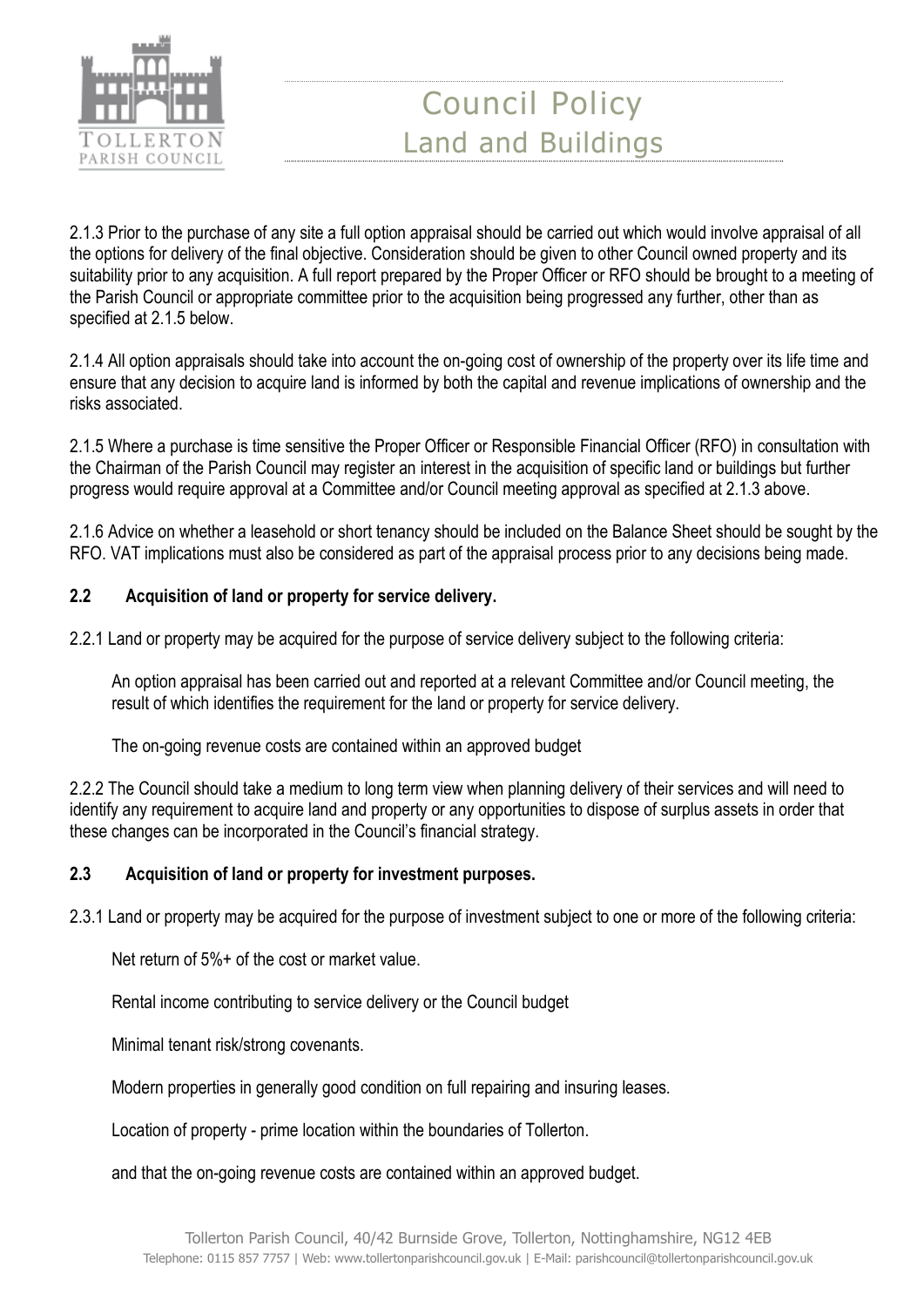2.1.3 Prior to the purchase of any site a full option appraisal should be carried out which would involve appraisal of all the options for delivery of the final objective. Consideration should be given to other Council owned property and its suitability prior to any acquisition. A full report prepared by the Proper Officer or RFO should be brought to a meeting of the Parish Council or appropriate committee prior to the acquisition being progressed any further, other than as specified at 2.1.5 below.

2.1.4 All option appraisals should take into account the on-going cost of ownership of the property over its life time and ensure that any decision to acquire land is informed by both the capital and revenue implications of ownership and the risks associated.

2.1.5 Where a purchase is time sensitive the Proper Officer or Responsible Financial Officer (RFO) in consultation with the Chairman of the Parish Council may register an interest in the acquisition of specific land or buildings but further progress would require approval at a Committee and/or Council meeting approval as specified at 2.1.3 above.

2.1.6 Advice on whether a leasehold or short tenancy should be included on the Balance Sheet should be sought by the RFO. VAT implications must also be considered as part of the appraisal process prior to any decisions being made.

### 2.2 Acquisition of land or property for service delivery.

2.2.1 Land or property may be acquired for the purpose of service delivery subject to the following criteria:

An option appraisal has been carried out and reported at a relevant Committee and/or Council meeting, the result of which identifies the requirement for the land or property for service delivery.

The on-going revenue costs are contained within an approved budget

2.2.2 The Council should take a medium to long term view when planning delivery of their services and will need to identify any requirement to acquire land and property or any opportunities to dispose of surplus assets in order that these changes can be incorporated in the Council's financial strategy.

### 2.3 Acquisition of land or property for investment purposes.

2.3.1 Land or property may be acquired for the purpose of investment subject to one or more of the following criteria:

Net return of 5%+ of the cost or market value.

Rental income contributing to service delivery or the Council budget

Minimal tenant risk/strong covenants.

Modern properties in generally good condition on full repairing and insuring leases.

Location of property - prime location within the boundaries of Tollerton.

and that the on-going revenue costs are contained within an approved budget.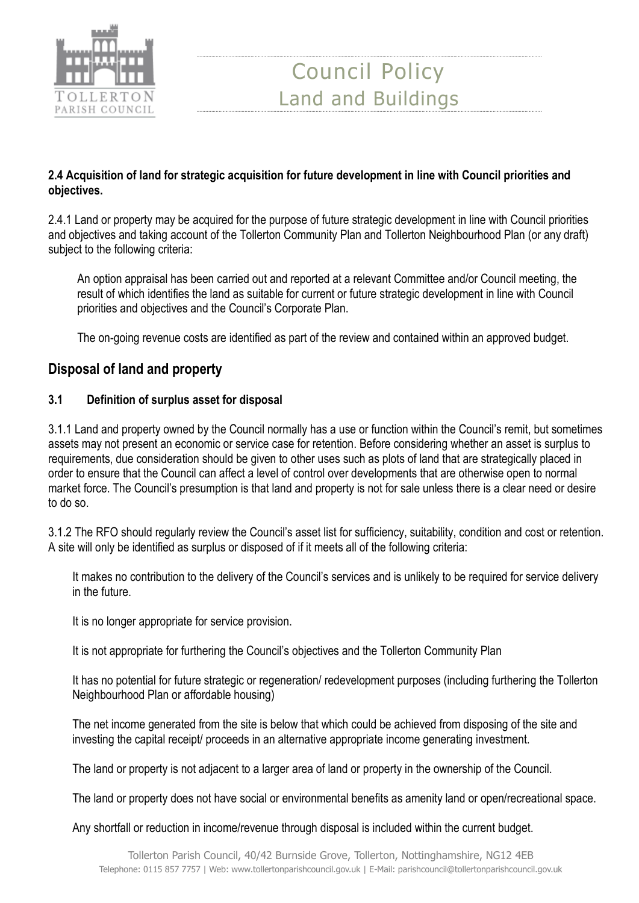**2.4 Acquisition of land for strategic acquisition for future development in line with Council priorities and objectives.**

2.4.1 Land or property may be acquired for the purpose of future strategic development in line with Council priorities and objectives and taking account of the Tollerton Community Plan and Tollerton Neighbourhood Plan (or any draft) subject to the following criteria:

An option appraisal has been carried out and reported at a relevant Committee and/or Council meeting, the result of which identifies the land as suitable for current or future strategic development in line with Council priorities and objectives and the Council's Corporate Plan.

The on-going revenue costs are identified as part of the review and contained within an approved budget.

## Disposal of land and property

### 3.1 Definition of surplus asset for disposal

3.1.1 Land and property owned by the Council normally has a use or function within the Council's remit, but sometimes assets may not present an economic or service case for retention. Before considering whether an asset is surplus to requirements, due consideration should be given to other uses such as plots of land that are strategically placed in order to ensure that the Council can affect a level of control over developments that are otherwise open to normal market force. The Council's presumption is that land and property is not for sale unless there is a clear need or desire to do so.

3.1.2 The RFO should regularly review the Council's asset list for sufficiency, suitability, condition and cost or retention. A site will only be identified as surplus or disposed of if it meets all of the following criteria:

It makes no contribution to the delivery of the Council's services and is unlikely to be required for service delivery in the future.

It is no longer appropriate for service provision.

It is not appropriate for furthering the Council's objectives and the Tollerton Community Plan

It has no potential for future strategic or regeneration/ redevelopment purposes (including furthering the Tollerton Neighbourhood Plan or affordable housing)

The net income generated from the site is below that which could be achieved from disposing of the site and investing the capital receipt/ proceeds in an alternative appropriate income generating investment.

The land or property is not adjacent to a larger area of land or property in the ownership of the Council.

The land or property does not have social or environmental benefits as amenity land or open/recreational space.

Any shortfall or reduction in income/revenue through disposal is included within the current budget.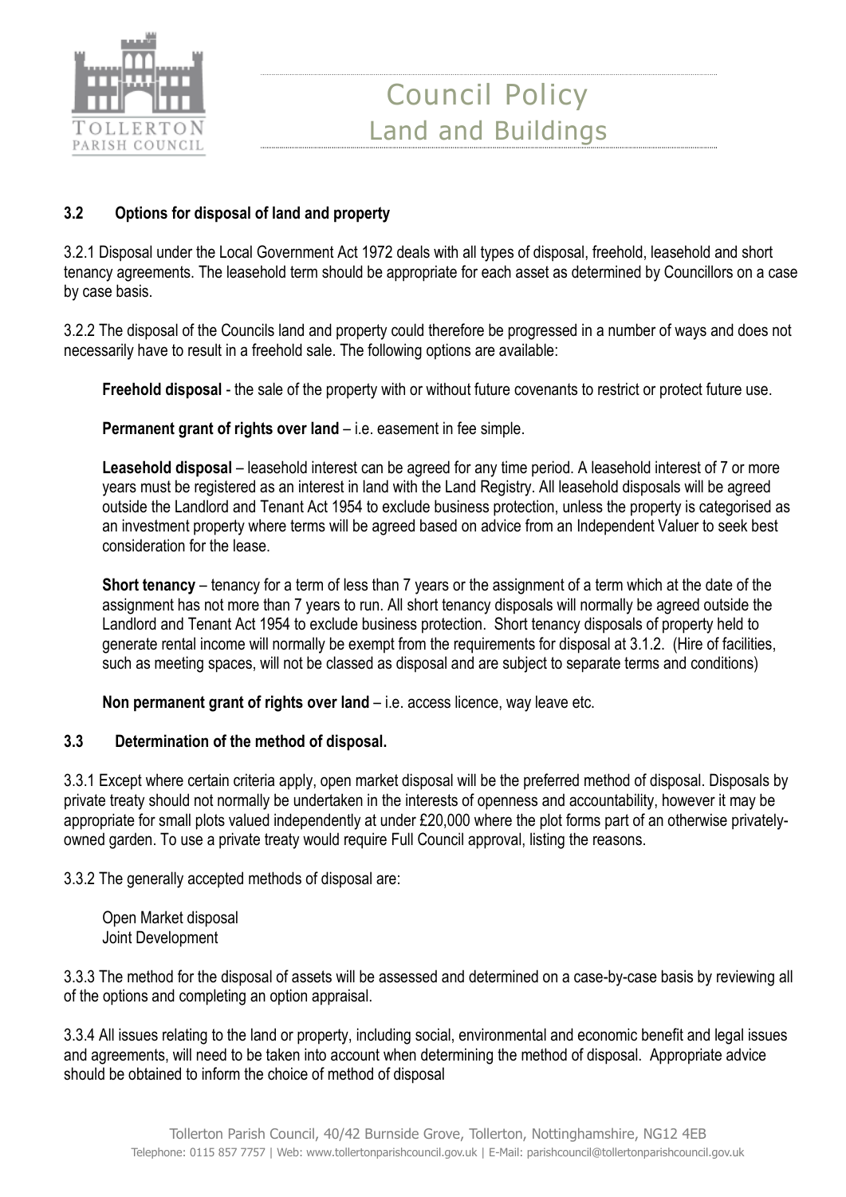### 3.2 Options for disposal of land and property

3.2.1 Disposal under the Local Government Act 1972 deals with all types of disposal, freehold, leasehold and short tenancy agreements. The leasehold term should be appropriate for each asset as determined by Councillors on a case by case basis.

3.2.2 The disposal of the Councils land and property could therefore be progressed in a number of ways and does not necessarily have to result in a freehold sale. The following options are available:

**Freehold disposal** - the sale of the property with or without future covenants to restrict or protect future use.

**Permanent grant of rights over land** – i.e. easement in fee simple.

**Leasehold disposal** – leasehold interest can be agreed for any time period. A leasehold interest of 7 or more years must be registered as an interest in land with the Land Registry. All leasehold disposals will be agreed outside the Landlord and Tenant Act 1954 to exclude business protection, unless the property is categorised as an investment property where terms will be agreed based on advice from an Independent Valuer to seek best consideration for the lease.

**Short tenancy** – tenancy for a term of less than 7 years or the assignment of a term which at the date of the assignment has not more than 7 years to run. All short tenancy disposals will normally be agreed outside the Landlord and Tenant Act 1954 to exclude business protection. Short tenancy disposals of property held to generate rental income will normally be exempt from the requirements for disposal at 3.1.2. (Hire of facilities, such as meeting spaces, will not be classed as disposal and are subject to separate terms and conditions)

**Non permanent grant of rights over land** – i.e. access licence, way leave etc.

### 3.3 Determination of the method of disposal.

3.3.1 Except where certain criteria apply, open market disposal will be the preferred method of disposal. Disposals by private treaty should not normally be undertaken in the interests of openness and accountability, however it may be appropriate for small plots valued independently at under £20,000 where the plot forms part of an otherwise privately-owned garden. To use a private treaty would require Full Council approval, listing the reasons.

3.3.2 The generally accepted methods of disposal are:

Open Market disposal
Joint Development

3.3.3 The method for the disposal of assets will be assessed and determined on a case-by-case basis by reviewing all of the options and completing an option appraisal.

3.3.4 All issues relating to the land or property, including social, environmental and economic benefit and legal issues and agreements, will need to be taken into account when determining the method of disposal. Appropriate advice should be obtained to inform the choice of method of disposal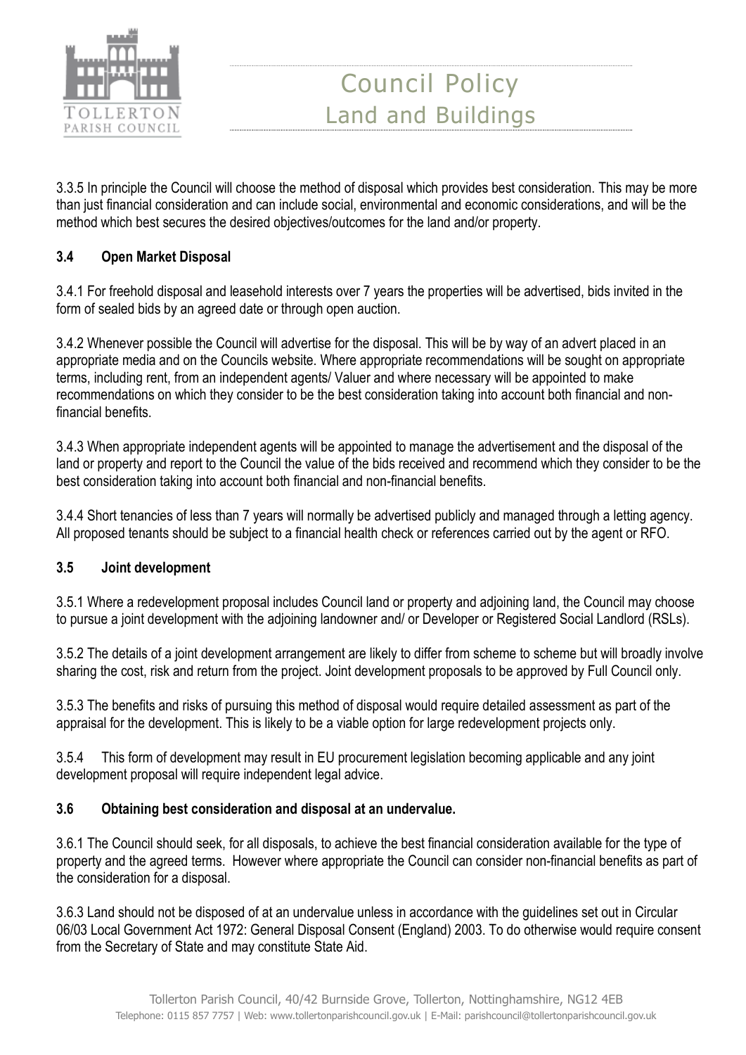3.3.5 In principle the Council will choose the method of disposal which provides best consideration. This may be more than just financial consideration and can include social, environmental and economic considerations, and will be the method which best secures the desired objectives/outcomes for the land and/or property.

### 3.4 Open Market Disposal

3.4.1 For freehold disposal and leasehold interests over 7 years the properties will be advertised, bids invited in the form of sealed bids by an agreed date or through open auction.

3.4.2 Whenever possible the Council will advertise for the disposal. This will be by way of an advert placed in an appropriate media and on the Councils website. Where appropriate recommendations will be sought on appropriate terms, including rent, from an independent agents/ Valuer and where necessary will be appointed to make recommendations on which they consider to be the best consideration taking into account both financial and non-financial benefits.

3.4.3 When appropriate independent agents will be appointed to manage the advertisement and the disposal of the land or property and report to the Council the value of the bids received and recommend which they consider to be the best consideration taking into account both financial and non-financial benefits.

3.4.4 Short tenancies of less than 7 years will normally be advertised publicly and managed through a letting agency. All proposed tenants should be subject to a financial health check or references carried out by the agent or RFO.

### 3.5 Joint development

3.5.1 Where a redevelopment proposal includes Council land or property and adjoining land, the Council may choose to pursue a joint development with the adjoining landowner and/ or Developer or Registered Social Landlord (RSLs).

3.5.2 The details of a joint development arrangement are likely to differ from scheme to scheme but will broadly involve sharing the cost, risk and return from the project. Joint development proposals to be approved by Full Council only.

3.5.3 The benefits and risks of pursuing this method of disposal would require detailed assessment as part of the appraisal for the development. This is likely to be a viable option for large redevelopment projects only.

3.5.4 This form of development may result in EU procurement legislation becoming applicable and any joint development proposal will require independent legal advice.

### 3.6 Obtaining best consideration and disposal at an undervalue.

3.6.1 The Council should seek, for all disposals, to achieve the best financial consideration available for the type of property and the agreed terms. However where appropriate the Council can consider non-financial benefits as part of the consideration for a disposal.

3.6.3 Land should not be disposed of at an undervalue unless in accordance with the guidelines set out in Circular 06/03 Local Government Act 1972: General Disposal Consent (England) 2003. To do otherwise would require consent from the Secretary of State and may constitute State Aid.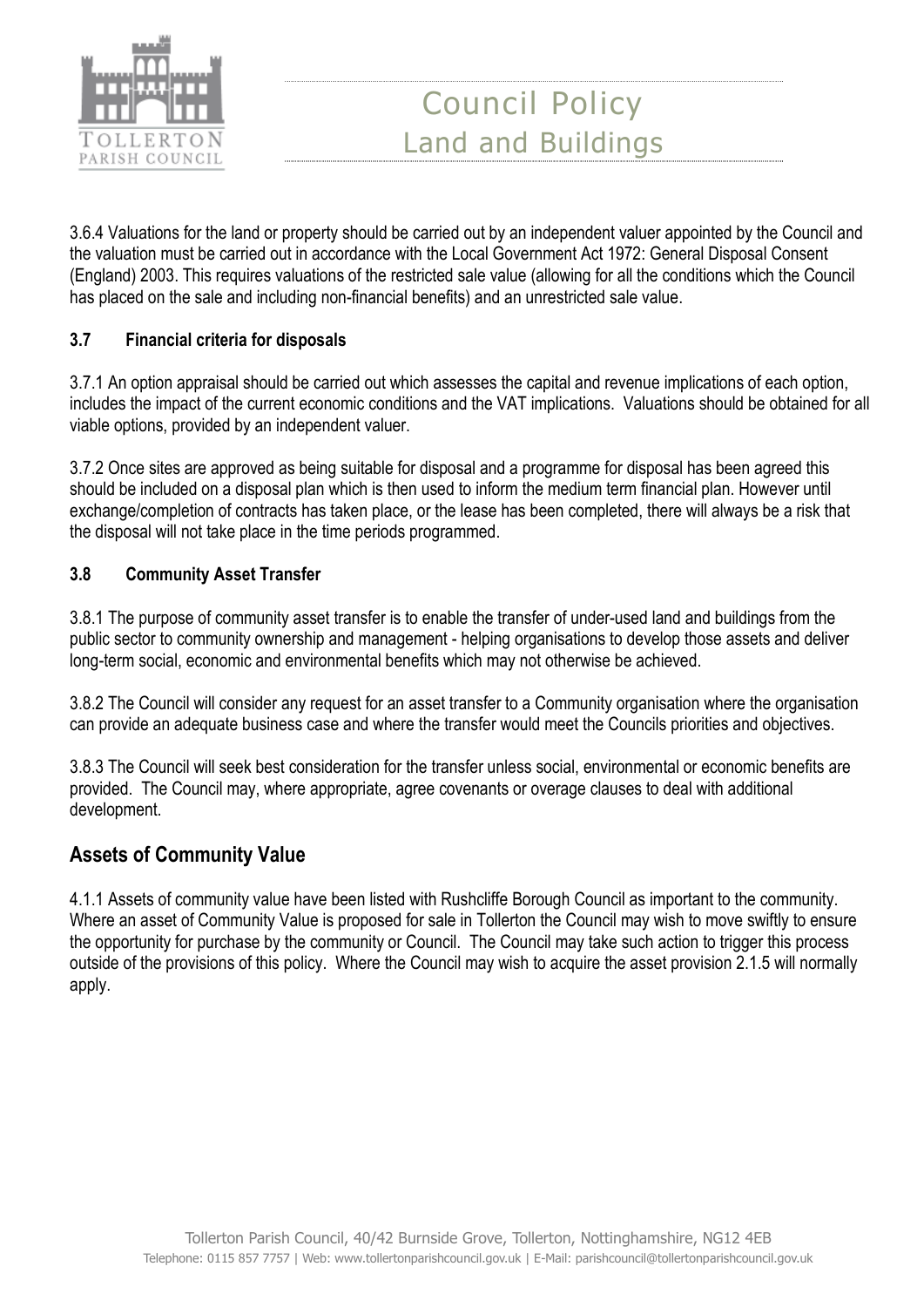3.6.4 Valuations for the land or property should be carried out by an independent valuer appointed by the Council and the valuation must be carried out in accordance with the Local Government Act 1972: General Disposal Consent (England) 2003. This requires valuations of the restricted sale value (allowing for all the conditions which the Council has placed on the sale and including non-financial benefits) and an unrestricted sale value.

### 3.7 Financial criteria for disposals

3.7.1 An option appraisal should be carried out which assesses the capital and revenue implications of each option, includes the impact of the current economic conditions and the VAT implications. Valuations should be obtained for all viable options, provided by an independent valuer.

3.7.2 Once sites are approved as being suitable for disposal and a programme for disposal has been agreed this should be included on a disposal plan which is then used to inform the medium term financial plan. However until exchange/completion of contracts has taken place, or the lease has been completed, there will always be a risk that the disposal will not take place in the time periods programmed.

### 3.8 Community Asset Transfer

3.8.1 The purpose of community asset transfer is to enable the transfer of under-used land and buildings from the public sector to community ownership and management - helping organisations to develop those assets and deliver long-term social, economic and environmental benefits which may not otherwise be achieved.

3.8.2 The Council will consider any request for an asset transfer to a Community organisation where the organisation can provide an adequate business case and where the transfer would meet the Councils priorities and objectives.

3.8.3 The Council will seek best consideration for the transfer unless social, environmental or economic benefits are provided. The Council may, where appropriate, agree covenants or overage clauses to deal with additional development.

## Assets of Community Value

4.1.1 Assets of community value have been listed with Rushcliffe Borough Council as important to the community. Where an asset of Community Value is proposed for sale in Tollerton the Council may wish to move swiftly to ensure the opportunity for purchase by the community or Council. The Council may take such action to trigger this process outside of the provisions of this policy. Where the Council may wish to acquire the asset provision 2.1.5 will normally apply.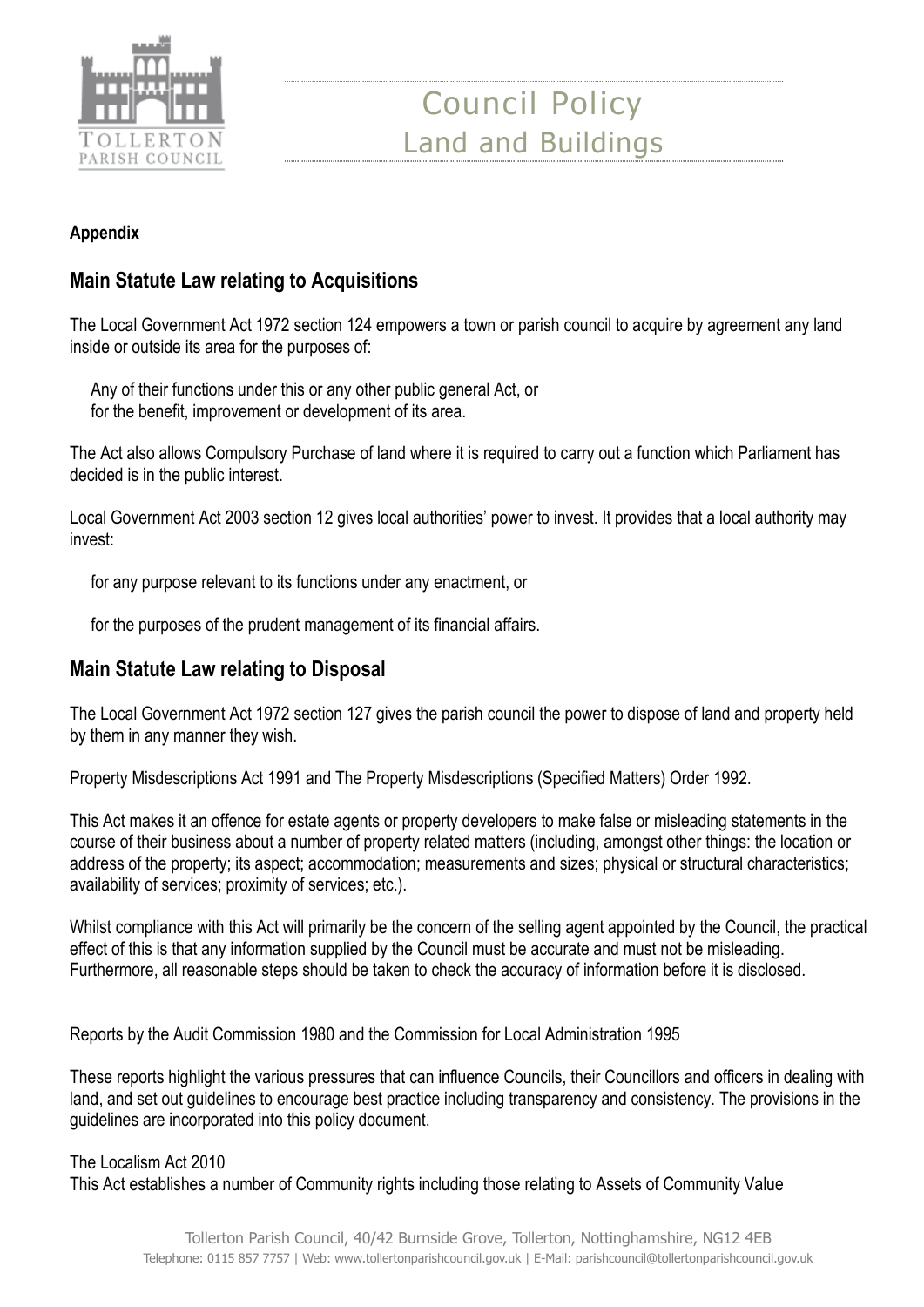**Appendix**

## Main Statute Law relating to Acquisitions

The Local Government Act 1972 section 124 empowers a town or parish council to acquire by agreement any land inside or outside its area for the purposes of:

Any of their functions under this or any other public general Act, or
for the benefit, improvement or development of its area.

The Act also allows Compulsory Purchase of land where it is required to carry out a function which Parliament has decided is in the public interest.

Local Government Act 2003 section 12 gives local authorities' power to invest. It provides that a local authority may invest:

for any purpose relevant to its functions under any enactment, or

for the purposes of the prudent management of its financial affairs.

## Main Statute Law relating to Disposal

The Local Government Act 1972 section 127 gives the parish council the power to dispose of land and property held by them in any manner they wish.

Property Misdescriptions Act 1991 and The Property Misdescriptions (Specified Matters) Order 1992.

This Act makes it an offence for estate agents or property developers to make false or misleading statements in the course of their business about a number of property related matters (including, amongst other things: the location or address of the property; its aspect; accommodation; measurements and sizes; physical or structural characteristics; availability of services; proximity of services; etc.).

Whilst compliance with this Act will primarily be the concern of the selling agent appointed by the Council, the practical effect of this is that any information supplied by the Council must be accurate and must not be misleading. Furthermore, all reasonable steps should be taken to check the accuracy of information before it is disclosed.

Reports by the Audit Commission 1980 and the Commission for Local Administration 1995

These reports highlight the various pressures that can influence Councils, their Councillors and officers in dealing with land, and set out guidelines to encourage best practice including transparency and consistency. The provisions in the guidelines are incorporated into this policy document.

The Localism Act 2010
This Act establishes a number of Community rights including those relating to Assets of Community Value